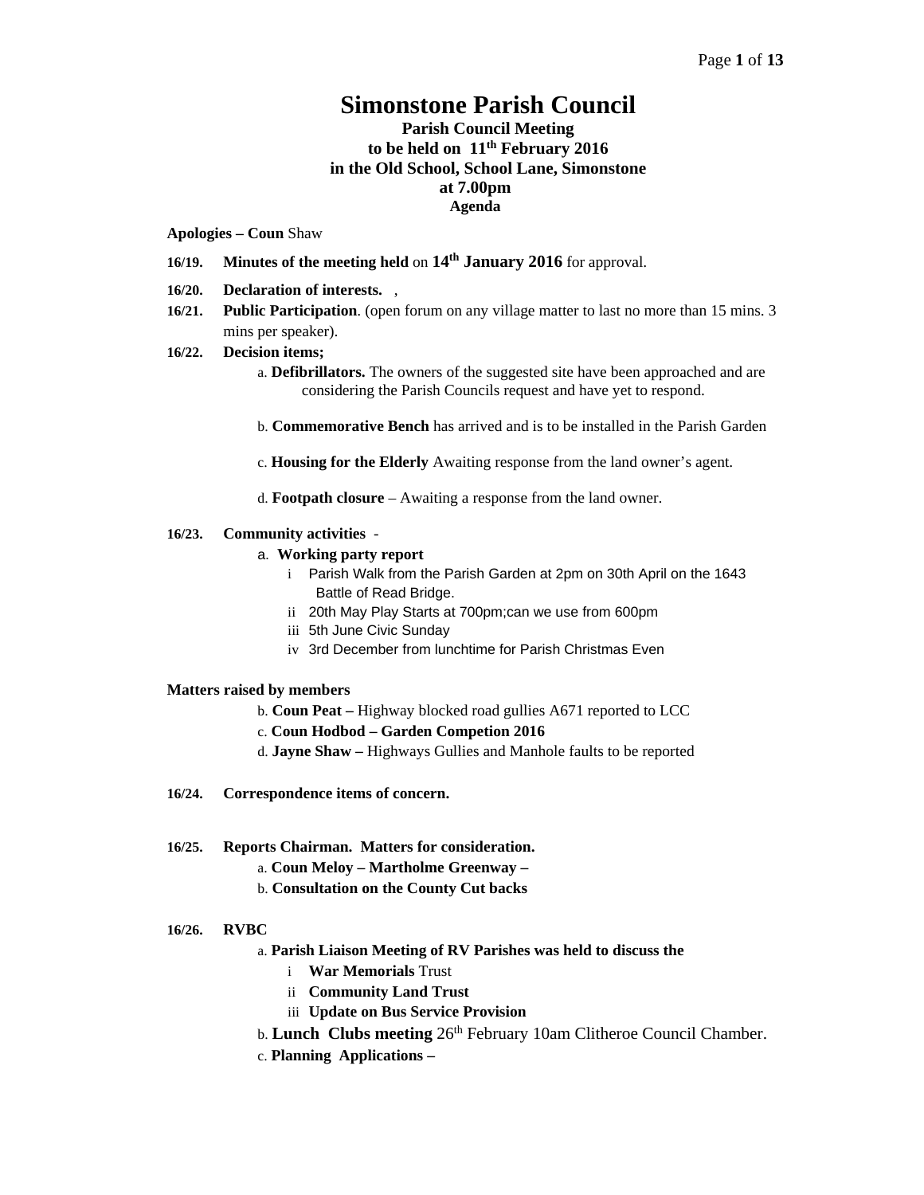# Simonstone Parish Council

**Parish Council Meeting**
**to be held on 11th February 2016**
**in the Old School, School Lane, Simonstone**
**at 7.00pm**
**Agenda**

**Apologies – Coun** Shaw

**16/19. Minutes of the meeting held** on **14th January 2016** for approval.

**16/20. Declaration of interests.** ,

**16/21. Public Participation**. (open forum on any village matter to last no more than 15 mins. 3 mins per speaker).

**16/22. Decision items;**

a. **Defibrillators.** The owners of the suggested site have been approached and are considering the Parish Councils request and have yet to respond.

b. **Commemorative Bench** has arrived and is to be installed in the Parish Garden

c. **Housing for the Elderly** Awaiting response from the land owner's agent.

d. **Footpath closure** – Awaiting a response from the land owner.

**16/23. Community activities** -

a. **Working party report**

i Parish Walk from the Parish Garden at 2pm on 30th April on the 1643 Battle of Read Bridge.

ii 20th May Play Starts at 700pm;can we use from 600pm

iii 5th June Civic Sunday

iv 3rd December from lunchtime for Parish Christmas Even

**Matters raised by members**

b. **Coun Peat –** Highway blocked road gullies A671 reported to LCC

c. **Coun Hodbod – Garden Competion 2016**

d. **Jayne Shaw –** Highways Gullies and Manhole faults to be reported

**16/24. Correspondence items of concern.**

**16/25. Reports Chairman. Matters for consideration.**

a. **Coun Meloy – Martholme Greenway –**

b. **Consultation on the County Cut backs**

**16/26. RVBC**

a. **Parish Liaison Meeting of RV Parishes was held to discuss the**

i **War Memorials** Trust

ii **Community Land Trust**

iii **Update on Bus Service Provision**

b. **Lunch Clubs meeting** 26th February 10am Clitheroe Council Chamber.

c. **Planning Applications –**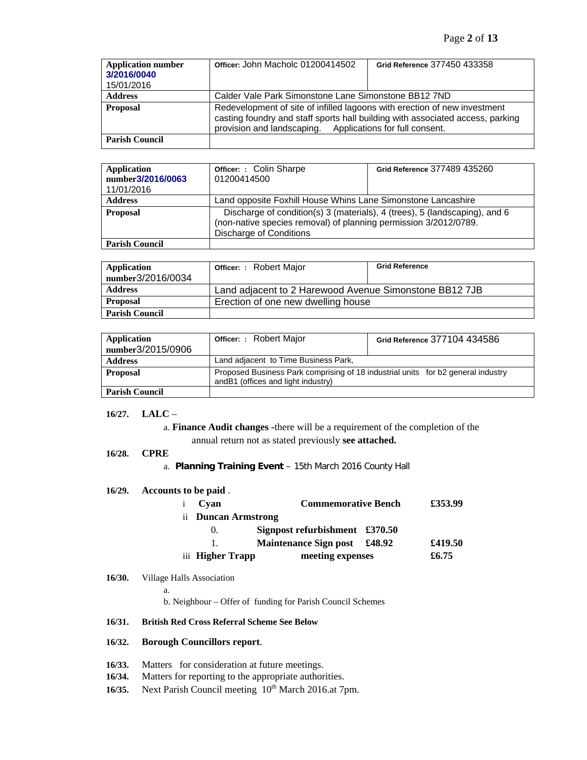| **Application number** 3/2016/0040 15/01/2016 | Officer: John Macholc 01200414502 | Grid Reference 377450 433358 |
|---|---|---|
| **Address** | Calder Vale Park Simonstone Lane Simonstone BB12 7ND | |
| **Proposal** | Redevelopment of site of infilled lagoons with erection of new investment casting foundry and staff sports hall building with associated access, parking provision and landscaping. Applications for full consent. | |
| **Parish Council** | | |

| **Application number**3/2016/0063 11/01/2016 | Officer: : Colin Sharpe 01200414500 | Grid Reference 377489 435260 |
|---|---|---|
| **Address** | Land opposite Foxhill House Whins Lane Simonstone Lancashire | |
| **Proposal** | Discharge of condition(s) 3 (materials), 4 (trees), 5 (landscaping), and 6 (non-native species removal) of planning permission 3/2012/0789. Discharge of Conditions | |
| **Parish Council** | | |

| **Application number**3/2016/0034 | Officer: : Robert Major | Grid Reference |
|---|---|---|
| **Address** | Land adjacent to 2 Harewood Avenue Simonstone BB12 7JB | |
| **Proposal** | Erection of one new dwelling house | |
| **Parish Council** | | |

| **Application number**3/2015/0906 | Officer: : Robert Major | Grid Reference 377104 434586 |
|---|---|---|
| **Address** | Land adjacent to Time Business Park, | |
| **Proposal** | Proposed Business Park comprising of 18 industrial units for b2 general industry andB1 (offices and light industry) | |
| **Parish Council** | | |

**16/27. LALC** –

a. **Finance Audit changes** -there will be a requirement of the completion of the annual return not as stated previously **see attached.**

**16/28. CPRE**

a. **Planning Training Event** – 15th March 2016 County Hall

**16/29. Accounts to be paid** .

| | | | |
|---|---|---|---|
| i **Cyan** | **Commemorative Bench** | | **£353.99** |
| ii **Duncan Armstrong** | | | |
| 0. | **Signpost refurbishment** | **£370.50** | |
| 1. | **Maintenance Sign post** | **£48.92** | **£419.50** |
| iii **Higher Trapp** | **meeting expenses** | | **£6.75** |

**16/30.** Village Halls Association

a.

b. Neighbour – Offer of funding for Parish Council Schemes

**16/31. British Red Cross Referral Scheme See Below**

**16/32. Borough Councillors report**.

**16/33.** Matters for consideration at future meetings.

**16/34.** Matters for reporting to the appropriate authorities.

**16/35.** Next Parish Council meeting 10th March 2016.at 7pm.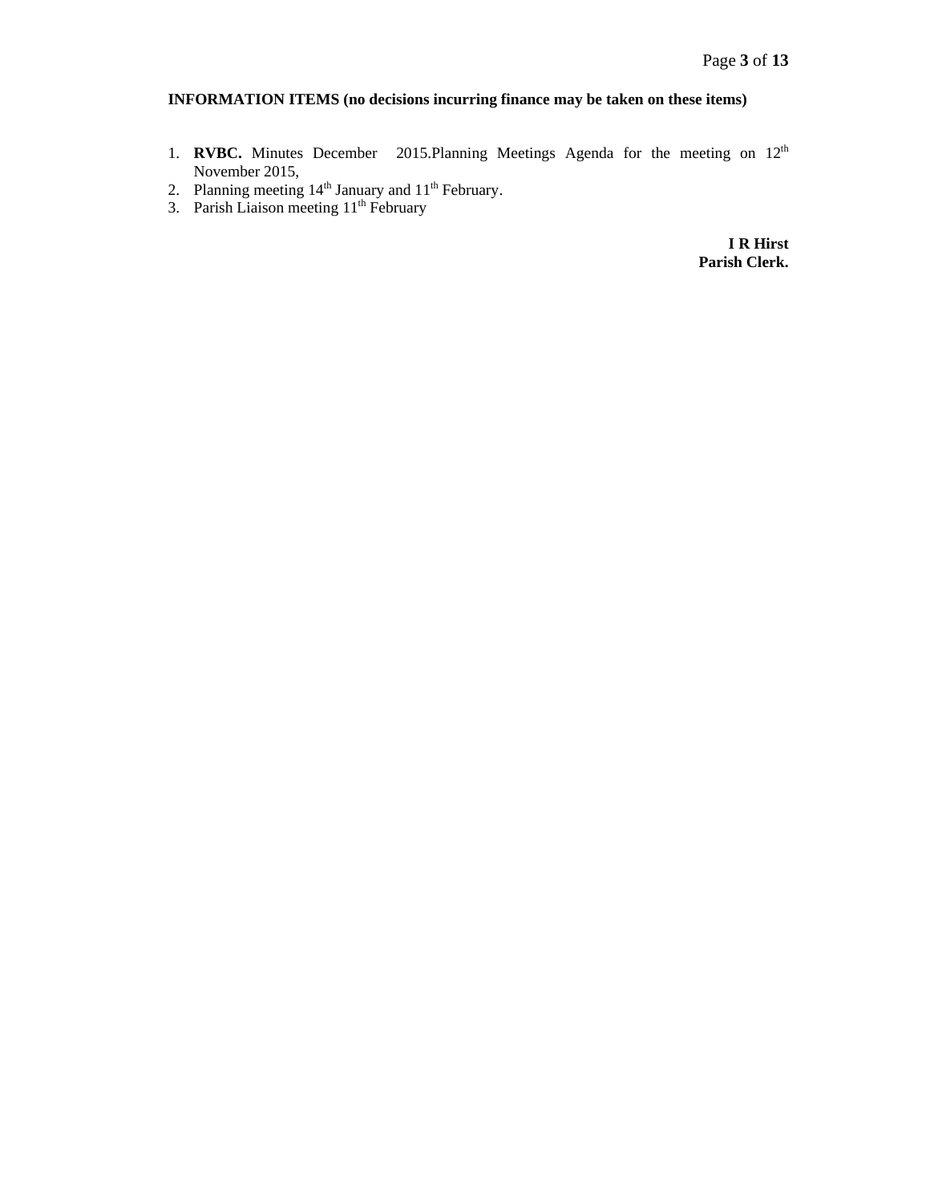**INFORMATION ITEMS (no decisions incurring finance may be taken on these items)**

1. **RVBC.** Minutes December 2015.Planning Meetings Agenda for the meeting on 12th November 2015,
2. Planning meeting 14th January and 11th February.
3. Parish Liaison meeting 11th February

**I R Hirst**
**Parish Clerk.**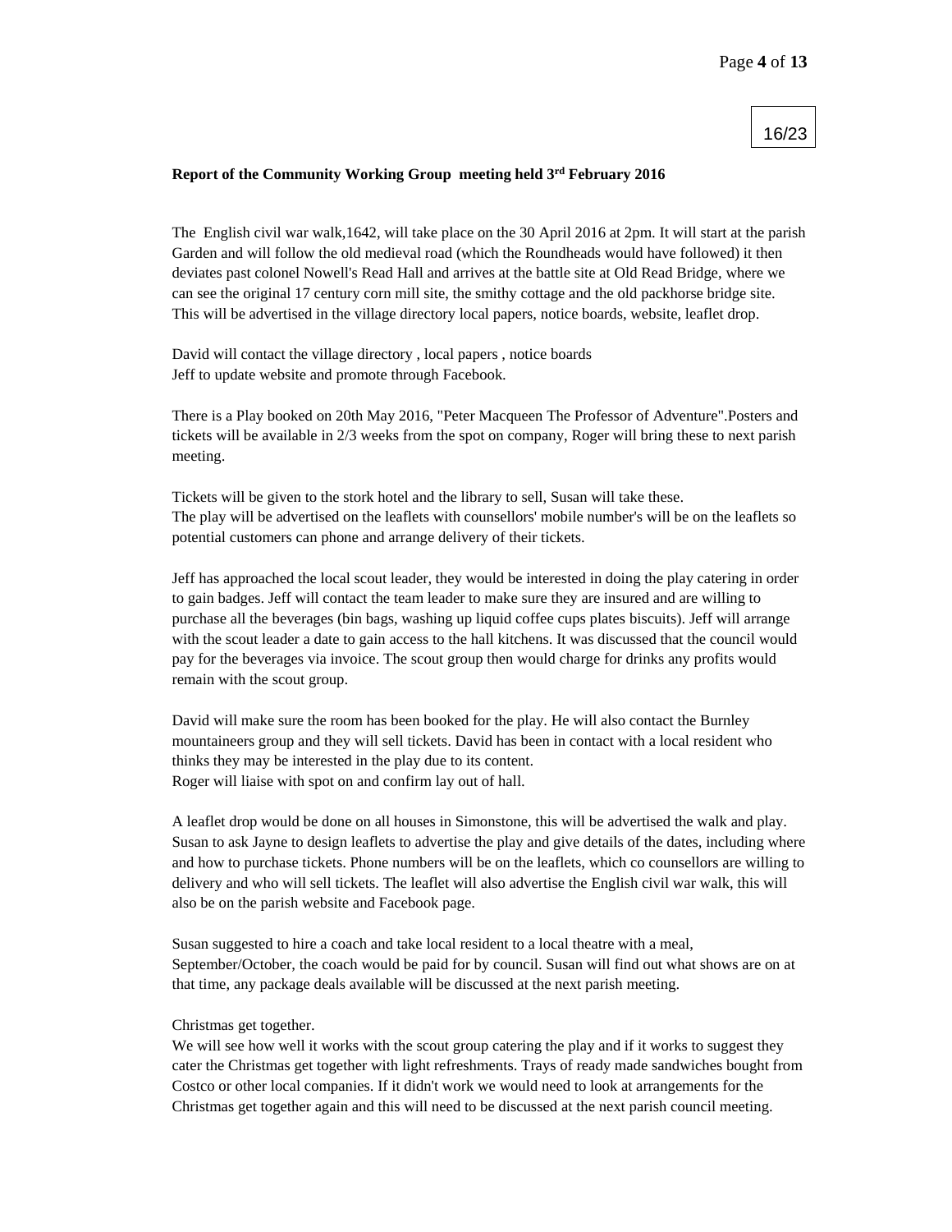16/23

**Report of the Community Working Group meeting held 3rd February 2016**

The English civil war walk,1642, will take place on the 30 April 2016 at 2pm. It will start at the parish Garden and will follow the old medieval road (which the Roundheads would have followed) it then deviates past colonel Nowell's Read Hall and arrives at the battle site at Old Read Bridge, where we can see the original 17 century corn mill site, the smithy cottage and the old packhorse bridge site. This will be advertised in the village directory local papers, notice boards, website, leaflet drop.

David will contact the village directory , local papers , notice boards
Jeff to update website and promote through Facebook.

There is a Play booked on 20th May 2016, "Peter Macqueen The Professor of Adventure".Posters and tickets will be available in 2/3 weeks from the spot on company, Roger will bring these to next parish meeting.

Tickets will be given to the stork hotel and the library to sell, Susan will take these.
The play will be advertised on the leaflets with counsellors' mobile number's will be on the leaflets so potential customers can phone and arrange delivery of their tickets.

Jeff has approached the local scout leader, they would be interested in doing the play catering in order to gain badges. Jeff will contact the team leader to make sure they are insured and are willing to purchase all the beverages (bin bags, washing up liquid coffee cups plates biscuits). Jeff will arrange with the scout leader a date to gain access to the hall kitchens. It was discussed that the council would pay for the beverages via invoice. The scout group then would charge for drinks any profits would remain with the scout group.

David will make sure the room has been booked for the play. He will also contact the Burnley mountaineers group and they will sell tickets. David has been in contact with a local resident who thinks they may be interested in the play due to its content.
Roger will liaise with spot on and confirm lay out of hall.

A leaflet drop would be done on all houses in Simonstone, this will be advertised the walk and play. Susan to ask Jayne to design leaflets to advertise the play and give details of the dates, including where and how to purchase tickets. Phone numbers will be on the leaflets, which co counsellors are willing to delivery and who will sell tickets. The leaflet will also advertise the English civil war walk, this will also be on the parish website and Facebook page.

Susan suggested to hire a coach and take local resident to a local theatre with a meal, September/October, the coach would be paid for by council. Susan will find out what shows are on at that time, any package deals available will be discussed at the next parish meeting.

Christmas get together.
We will see how well it works with the scout group catering the play and if it works to suggest they cater the Christmas get together with light refreshments. Trays of ready made sandwiches bought from Costco or other local companies. If it didn't work we would need to look at arrangements for the Christmas get together again and this will need to be discussed at the next parish council meeting.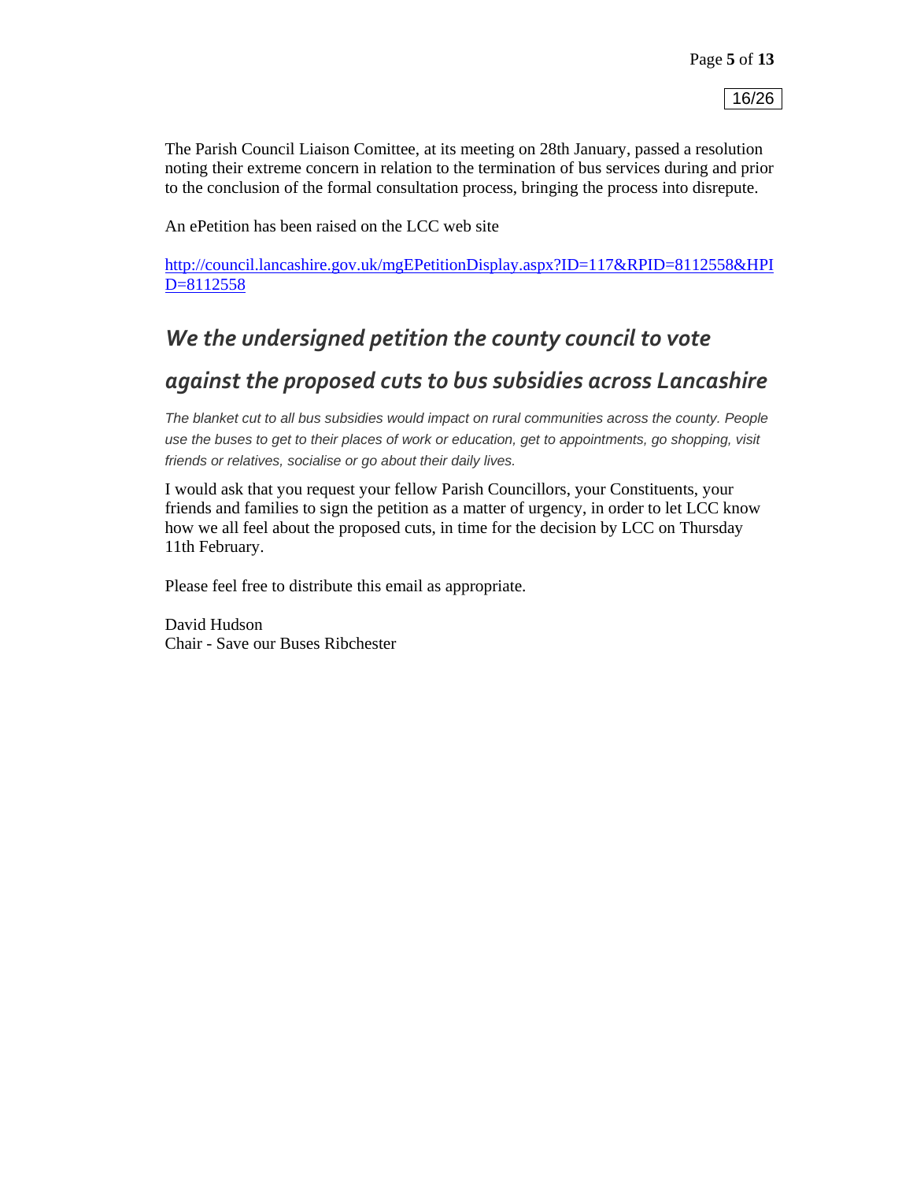The Parish Council Liaison Comittee, at its meeting on 28th January, passed a resolution noting their extreme concern in relation to the termination of bus services during and prior to the conclusion of the formal consultation process, bringing the process into disrepute.

An ePetition has been raised on the LCC web site

http://council.lancashire.gov.uk/mgEPetitionDisplay.aspx?ID=117&RPID=8112558&HPID=8112558

## *We the undersigned petition the county council to vote against the proposed cuts to bus subsidies across Lancashire*

*The blanket cut to all bus subsidies would impact on rural communities across the county. People use the buses to get to their places of work or education, get to appointments, go shopping, visit friends or relatives, socialise or go about their daily lives.*

I would ask that you request your fellow Parish Councillors, your Constituents, your friends and families to sign the petition as a matter of urgency, in order to let LCC know how we all feel about the proposed cuts, in time for the decision by LCC on Thursday 11th February.

Please feel free to distribute this email as appropriate.

David Hudson
Chair - Save our Buses Ribchester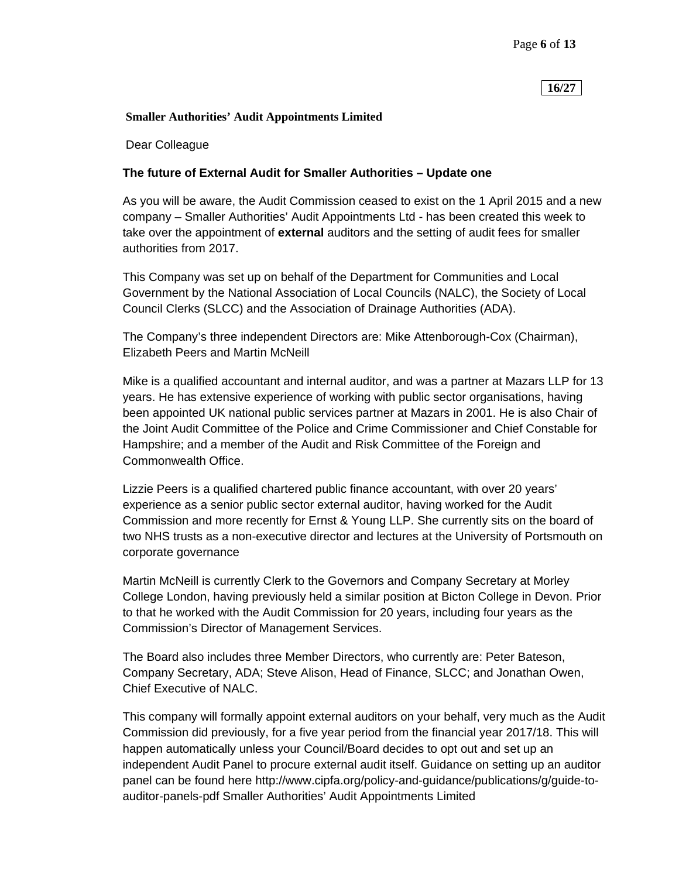16/27

**Smaller Authorities' Audit Appointments Limited**

Dear Colleague

**The future of External Audit for Smaller Authorities – Update one**

As you will be aware, the Audit Commission ceased to exist on the 1 April 2015 and a new company – Smaller Authorities' Audit Appointments Ltd - has been created this week to take over the appointment of **external** auditors and the setting of audit fees for smaller authorities from 2017.

This Company was set up on behalf of the Department for Communities and Local Government by the National Association of Local Councils (NALC), the Society of Local Council Clerks (SLCC) and the Association of Drainage Authorities (ADA).

The Company's three independent Directors are: Mike Attenborough-Cox (Chairman), Elizabeth Peers and Martin McNeill

Mike is a qualified accountant and internal auditor, and was a partner at Mazars LLP for 13 years. He has extensive experience of working with public sector organisations, having been appointed UK national public services partner at Mazars in 2001. He is also Chair of the Joint Audit Committee of the Police and Crime Commissioner and Chief Constable for Hampshire; and a member of the Audit and Risk Committee of the Foreign and Commonwealth Office.

Lizzie Peers is a qualified chartered public finance accountant, with over 20 years' experience as a senior public sector external auditor, having worked for the Audit Commission and more recently for Ernst & Young LLP. She currently sits on the board of two NHS trusts as a non-executive director and lectures at the University of Portsmouth on corporate governance

Martin McNeill is currently Clerk to the Governors and Company Secretary at Morley College London, having previously held a similar position at Bicton College in Devon. Prior to that he worked with the Audit Commission for 20 years, including four years as the Commission's Director of Management Services.

The Board also includes three Member Directors, who currently are: Peter Bateson, Company Secretary, ADA; Steve Alison, Head of Finance, SLCC; and Jonathan Owen, Chief Executive of NALC.

This company will formally appoint external auditors on your behalf, very much as the Audit Commission did previously, for a five year period from the financial year 2017/18. This will happen automatically unless your Council/Board decides to opt out and set up an independent Audit Panel to procure external audit itself. Guidance on setting up an auditor panel can be found here http://www.cipfa.org/policy-and-guidance/publications/g/guide-to-auditor-panels-pdf Smaller Authorities' Audit Appointments Limited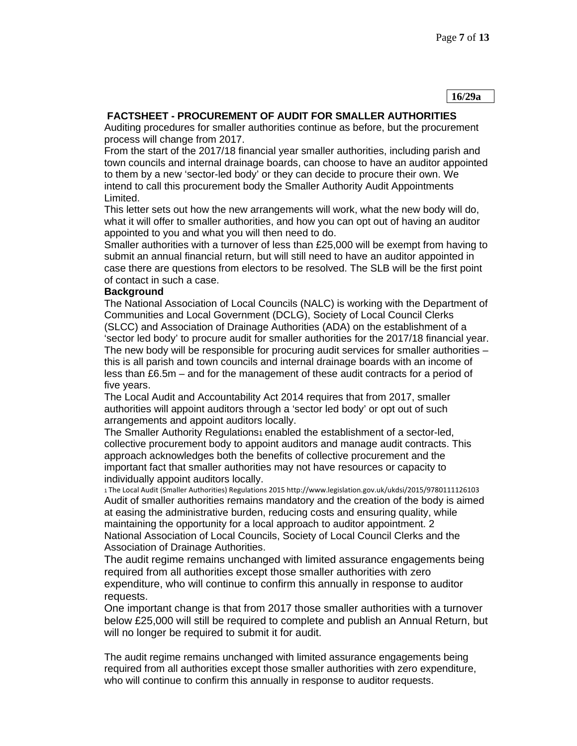**16/29a**

## FACTSHEET - PROCUREMENT OF AUDIT FOR SMALLER AUTHORITIES

Auditing procedures for smaller authorities continue as before, but the procurement process will change from 2017.

From the start of the 2017/18 financial year smaller authorities, including parish and town councils and internal drainage boards, can choose to have an auditor appointed to them by a new 'sector-led body' or they can decide to procure their own. We intend to call this procurement body the Smaller Authority Audit Appointments Limited.

This letter sets out how the new arrangements will work, what the new body will do, what it will offer to smaller authorities, and how you can opt out of having an auditor appointed to you and what you will then need to do.

Smaller authorities with a turnover of less than £25,000 will be exempt from having to submit an annual financial return, but will still need to have an auditor appointed in case there are questions from electors to be resolved. The SLB will be the first point of contact in such a case.

**Background**

The National Association of Local Councils (NALC) is working with the Department of Communities and Local Government (DCLG), Society of Local Council Clerks (SLCC) and Association of Drainage Authorities (ADA) on the establishment of a 'sector led body' to procure audit for smaller authorities for the 2017/18 financial year. The new body will be responsible for procuring audit services for smaller authorities – this is all parish and town councils and internal drainage boards with an income of less than £6.5m – and for the management of these audit contracts for a period of five years.

The Local Audit and Accountability Act 2014 requires that from 2017, smaller authorities will appoint auditors through a 'sector led body' or opt out of such arrangements and appoint auditors locally.

The Smaller Authority Regulations[1] enabled the establishment of a sector-led, collective procurement body to appoint auditors and manage audit contracts. This approach acknowledges both the benefits of collective procurement and the important fact that smaller authorities may not have resources or capacity to individually appoint auditors locally.

[1] The Local Audit (Smaller Authorities) Regulations 2015 http://www.legislation.gov.uk/ukdsi/2015/9780111126103

Audit of smaller authorities remains mandatory and the creation of the body is aimed at easing the administrative burden, reducing costs and ensuring quality, while maintaining the opportunity for a local approach to auditor appointment. 2 National Association of Local Councils, Society of Local Council Clerks and the Association of Drainage Authorities.

The audit regime remains unchanged with limited assurance engagements being required from all authorities except those smaller authorities with zero expenditure, who will continue to confirm this annually in response to auditor requests.

One important change is that from 2017 those smaller authorities with a turnover below £25,000 will still be required to complete and publish an Annual Return, but will no longer be required to submit it for audit.

The audit regime remains unchanged with limited assurance engagements being required from all authorities except those smaller authorities with zero expenditure, who will continue to confirm this annually in response to auditor requests.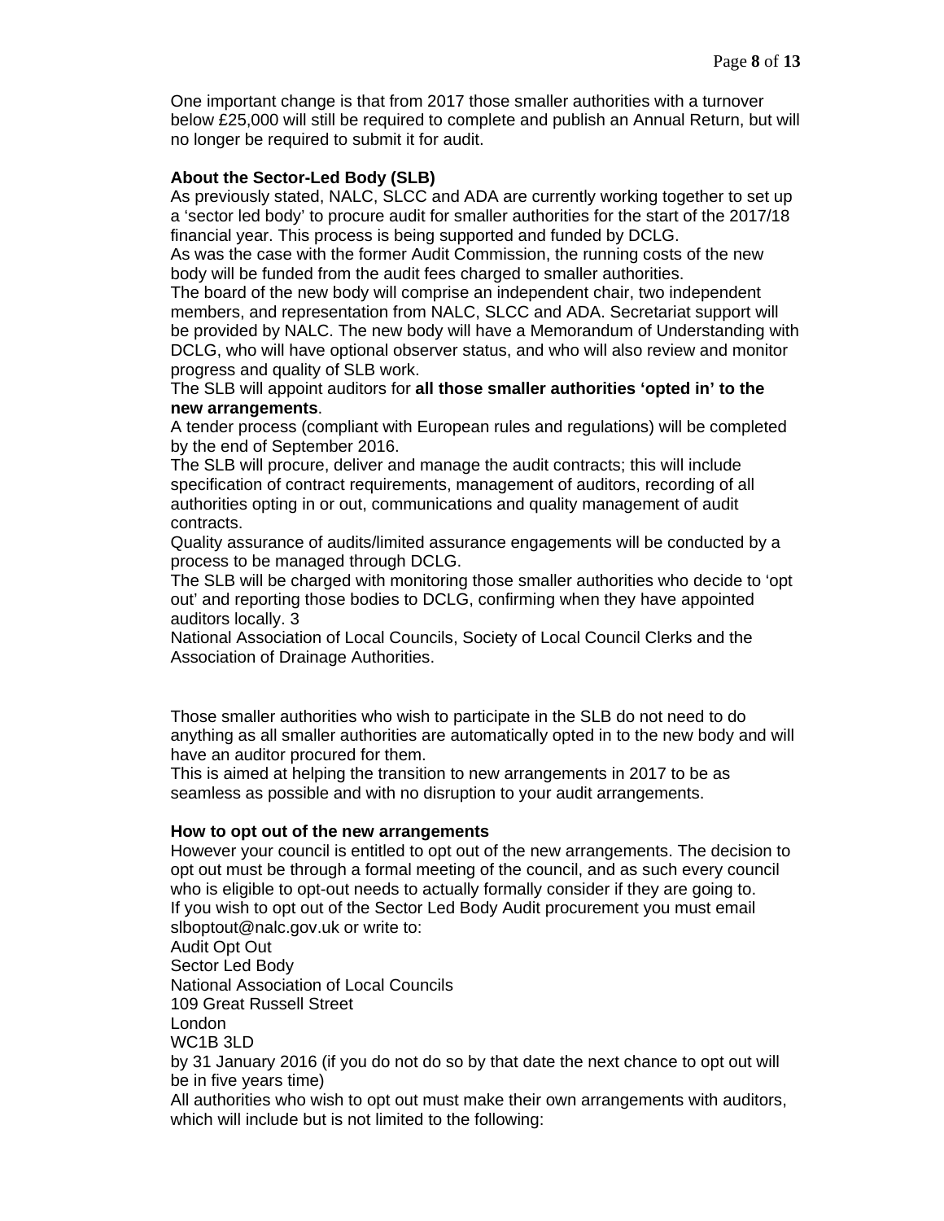One important change is that from 2017 those smaller authorities with a turnover below £25,000 will still be required to complete and publish an Annual Return, but will no longer be required to submit it for audit.

**About the Sector-Led Body (SLB)**

As previously stated, NALC, SLCC and ADA are currently working together to set up a 'sector led body' to procure audit for smaller authorities for the start of the 2017/18 financial year. This process is being supported and funded by DCLG.

As was the case with the former Audit Commission, the running costs of the new body will be funded from the audit fees charged to smaller authorities.

The board of the new body will comprise an independent chair, two independent members, and representation from NALC, SLCC and ADA. Secretariat support will be provided by NALC. The new body will have a Memorandum of Understanding with DCLG, who will have optional observer status, and who will also review and monitor progress and quality of SLB work.

The SLB will appoint auditors for **all those smaller authorities 'opted in' to the new arrangements**.

A tender process (compliant with European rules and regulations) will be completed by the end of September 2016.

The SLB will procure, deliver and manage the audit contracts; this will include specification of contract requirements, management of auditors, recording of all authorities opting in or out, communications and quality management of audit contracts.

Quality assurance of audits/limited assurance engagements will be conducted by a process to be managed through DCLG.

The SLB will be charged with monitoring those smaller authorities who decide to 'opt out' and reporting those bodies to DCLG, confirming when they have appointed auditors locally. 3

National Association of Local Councils, Society of Local Council Clerks and the Association of Drainage Authorities.

Those smaller authorities who wish to participate in the SLB do not need to do anything as all smaller authorities are automatically opted in to the new body and will have an auditor procured for them.

This is aimed at helping the transition to new arrangements in 2017 to be as seamless as possible and with no disruption to your audit arrangements.

**How to opt out of the new arrangements**

However your council is entitled to opt out of the new arrangements. The decision to opt out must be through a formal meeting of the council, and as such every council who is eligible to opt-out needs to actually formally consider if they are going to.

If you wish to opt out of the Sector Led Body Audit procurement you must email slboptout@nalc.gov.uk or write to:

Audit Opt Out
Sector Led Body
National Association of Local Councils
109 Great Russell Street
London
WC1B 3LD

by 31 January 2016 (if you do not do so by that date the next chance to opt out will be in five years time)

All authorities who wish to opt out must make their own arrangements with auditors, which will include but is not limited to the following: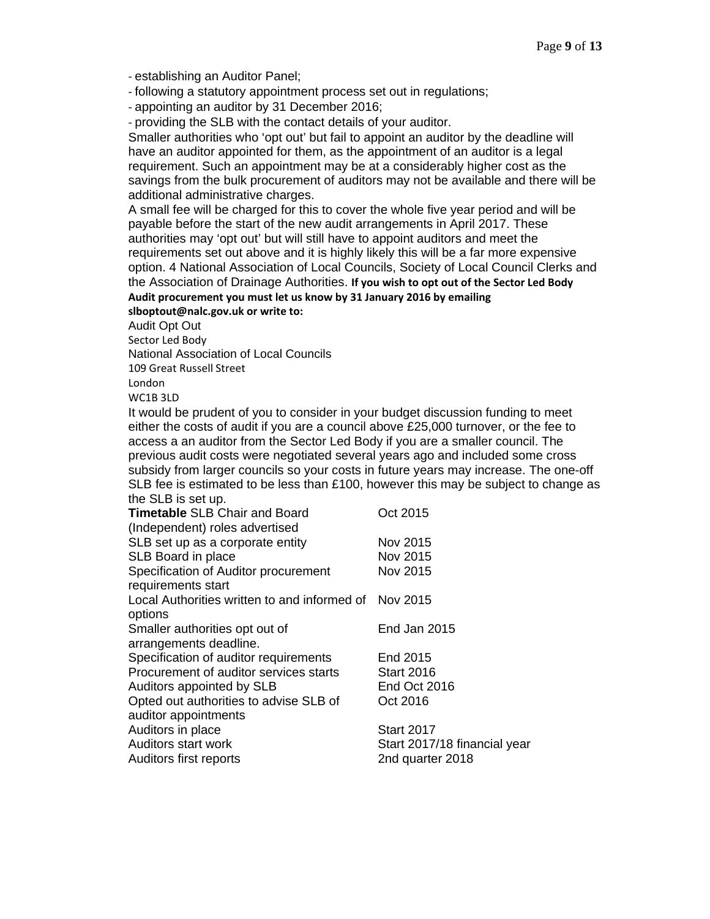- establishing an Auditor Panel;
- following a statutory appointment process set out in regulations;
- appointing an auditor by 31 December 2016;
- providing the SLB with the contact details of your auditor.

Smaller authorities who 'opt out' but fail to appoint an auditor by the deadline will have an auditor appointed for them, as the appointment of an auditor is a legal requirement. Such an appointment may be at a considerably higher cost as the savings from the bulk procurement of auditors may not be available and there will be additional administrative charges.

A small fee will be charged for this to cover the whole five year period and will be payable before the start of the new audit arrangements in April 2017. These authorities may 'opt out' but will still have to appoint auditors and meet the requirements set out above and it is highly likely this will be a far more expensive option. 4 National Association of Local Councils, Society of Local Council Clerks and the Association of Drainage Authorities. **If you wish to opt out of the Sector Led Body Audit procurement you must let us know by 31 January 2016 by emailing slboptout@nalc.gov.uk or write to:**

Audit Opt Out
Sector Led Body
National Association of Local Councils
109 Great Russell Street
London
WC1B 3LD

It would be prudent of you to consider in your budget discussion funding to meet either the costs of audit if you are a council above £25,000 turnover, or the fee to access a an auditor from the Sector Led Body if you are a smaller council. The previous audit costs were negotiated several years ago and included some cross subsidy from larger councils so your costs in future years may increase. The one-off SLB fee is estimated to be less than £100, however this may be subject to change as the SLB is set up.

| **Timetable** SLB Chair and Board (Independent) roles advertised | Oct 2015 |
|---|---|
| SLB set up as a corporate entity | Nov 2015 |
| SLB Board in place | Nov 2015 |
| Specification of Auditor procurement requirements start | Nov 2015 |
| Local Authorities written to and informed of options | Nov 2015 |
| Smaller authorities opt out of arrangements deadline. | End Jan 2015 |
| Specification of auditor requirements | End 2015 |
| Procurement of auditor services starts | Start 2016 |
| Auditors appointed by SLB | End Oct 2016 |
| Opted out authorities to advise SLB of auditor appointments | Oct 2016 |
| Auditors in place | Start 2017 |
| Auditors start work | Start 2017/18 financial year |
| Auditors first reports | 2nd quarter 2018 |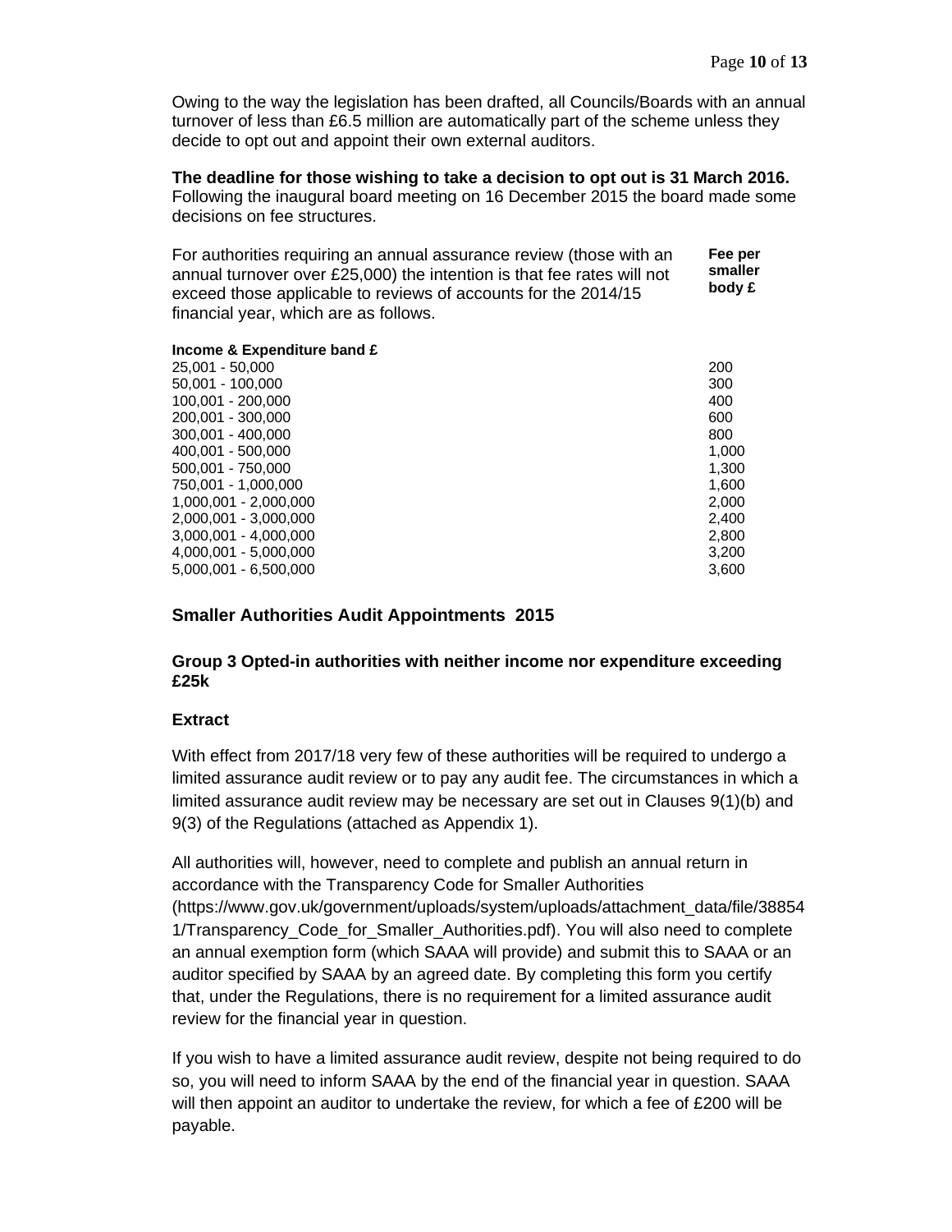Owing to the way the legislation has been drafted, all Councils/Boards with an annual turnover of less than £6.5 million are automatically part of the scheme unless they decide to opt out and appoint their own external auditors.

**The deadline for those wishing to take a decision to opt out is 31 March 2016.** Following the inaugural board meeting on 16 December 2015 the board made some decisions on fee structures.

For authorities requiring an annual assurance review (those with an annual turnover over £25,000) the intention is that fee rates will not exceed those applicable to reviews of accounts for the 2014/15 financial year, which are as follows.

| Income & Expenditure band £ | Fee per smaller body £ |
|---|---|
| 25,001 - 50,000 | 200 |
| 50,001 - 100,000 | 300 |
| 100,001 - 200,000 | 400 |
| 200,001 - 300,000 | 600 |
| 300,001 - 400,000 | 800 |
| 400,001 - 500,000 | 1,000 |
| 500,001 - 750,000 | 1,300 |
| 750,001 - 1,000,000 | 1,600 |
| 1,000,001 - 2,000,000 | 2,000 |
| 2,000,001 - 3,000,000 | 2,400 |
| 3,000,001 - 4,000,000 | 2,800 |
| 4,000,001 - 5,000,000 | 3,200 |
| 5,000,001 - 6,500,000 | 3,600 |

## Smaller Authorities Audit Appointments 2015

### Group 3 Opted-in authorities with neither income nor expenditure exceeding £25k

### Extract

With effect from 2017/18 very few of these authorities will be required to undergo a limited assurance audit review or to pay any audit fee. The circumstances in which a limited assurance audit review may be necessary are set out in Clauses 9(1)(b) and 9(3) of the Regulations (attached as Appendix 1).

All authorities will, however, need to complete and publish an annual return in accordance with the Transparency Code for Smaller Authorities (https://www.gov.uk/government/uploads/system/uploads/attachment_data/file/388541/Transparency_Code_for_Smaller_Authorities.pdf). You will also need to complete an annual exemption form (which SAAA will provide) and submit this to SAAA or an auditor specified by SAAA by an agreed date. By completing this form you certify that, under the Regulations, there is no requirement for a limited assurance audit review for the financial year in question.

If you wish to have a limited assurance audit review, despite not being required to do so, you will need to inform SAAA by the end of the financial year in question. SAAA will then appoint an auditor to undertake the review, for which a fee of £200 will be payable.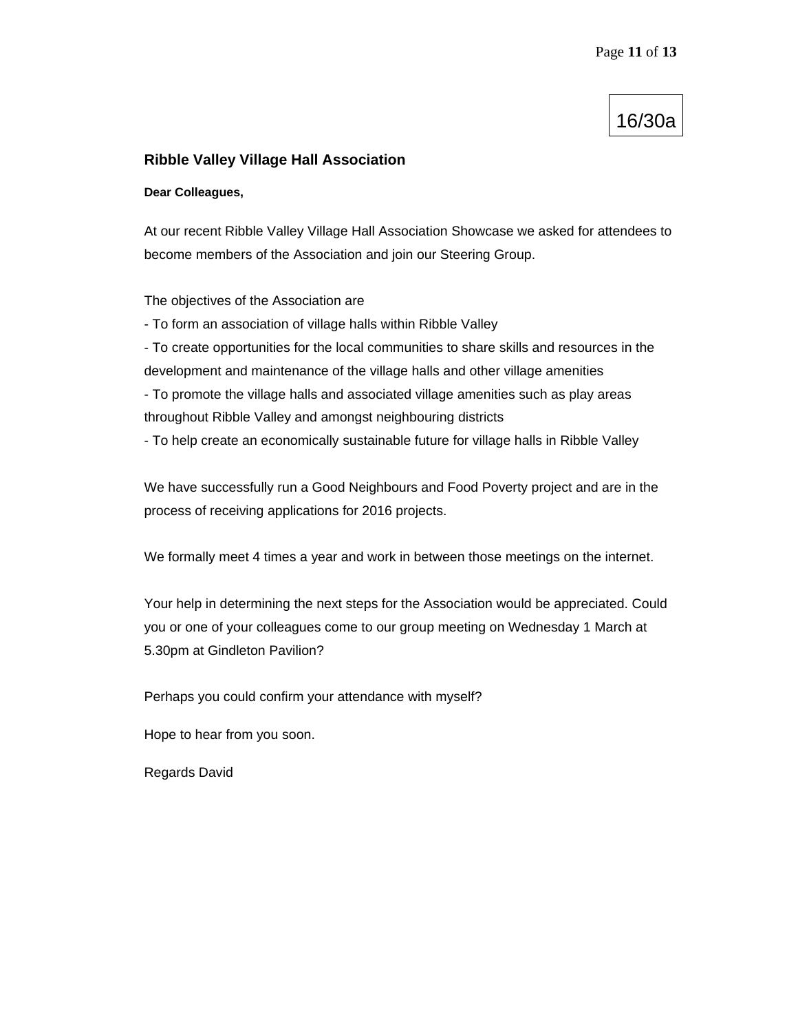16/30a

## Ribble Valley Village Hall Association

**Dear Colleagues,**

At our recent Ribble Valley Village Hall Association Showcase we asked for attendees to become members of the Association and join our Steering Group.

The objectives of the Association are
- To form an association of village halls within Ribble Valley
- To create opportunities for the local communities to share skills and resources in the development and maintenance of the village halls and other village amenities
- To promote the village halls and associated village amenities such as play areas throughout Ribble Valley and amongst neighbouring districts
- To help create an economically sustainable future for village halls in Ribble Valley

We have successfully run a Good Neighbours and Food Poverty project and are in the process of receiving applications for 2016 projects.

We formally meet 4 times a year and work in between those meetings on the internet.

Your help in determining the next steps for the Association would be appreciated. Could you or one of your colleagues come to our group meeting on Wednesday 1 March at 5.30pm at Gindleton Pavilion?

Perhaps you could confirm your attendance with myself?

Hope to hear from you soon.

Regards David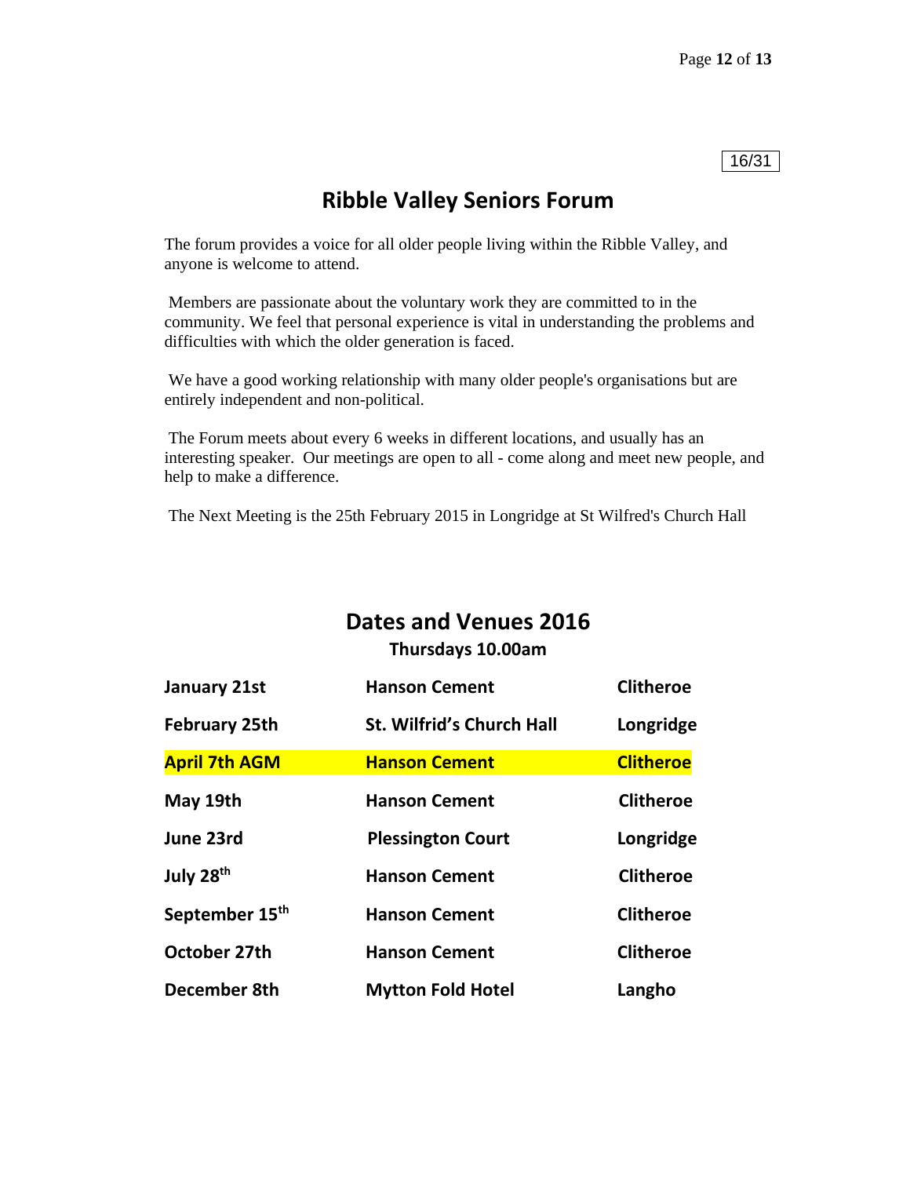16/31

# Ribble Valley Seniors Forum

The forum provides a voice for all older people living within the Ribble Valley, and anyone is welcome to attend.

Members are passionate about the voluntary work they are committed to in the community. We feel that personal experience is vital in understanding the problems and difficulties with which the older generation is faced.

We have a good working relationship with many older people's organisations but are entirely independent and non-political.

The Forum meets about every 6 weeks in different locations, and usually has an interesting speaker. Our meetings are open to all - come along and meet new people, and help to make a difference.

The Next Meeting is the 25th February 2015 in Longridge at St Wilfred's Church Hall

## Dates and Venues 2016

**Thursdays 10.00am**

| | | |
|---|---|---|
| **January 21st** | **Hanson Cement** | **Clitheroe** |
| **February 25th** | **St. Wilfrid's Church Hall** | **Longridge** |
| **April 7th AGM** | **Hanson Cement** | **Clitheroe** |
| **May 19th** | **Hanson Cement** | **Clitheroe** |
| **June 23rd** | **Plessington Court** | **Longridge** |
| **July 28th** | **Hanson Cement** | **Clitheroe** |
| **September 15th** | **Hanson Cement** | **Clitheroe** |
| **October 27th** | **Hanson Cement** | **Clitheroe** |
| **December 8th** | **Mytton Fold Hotel** | **Langho** |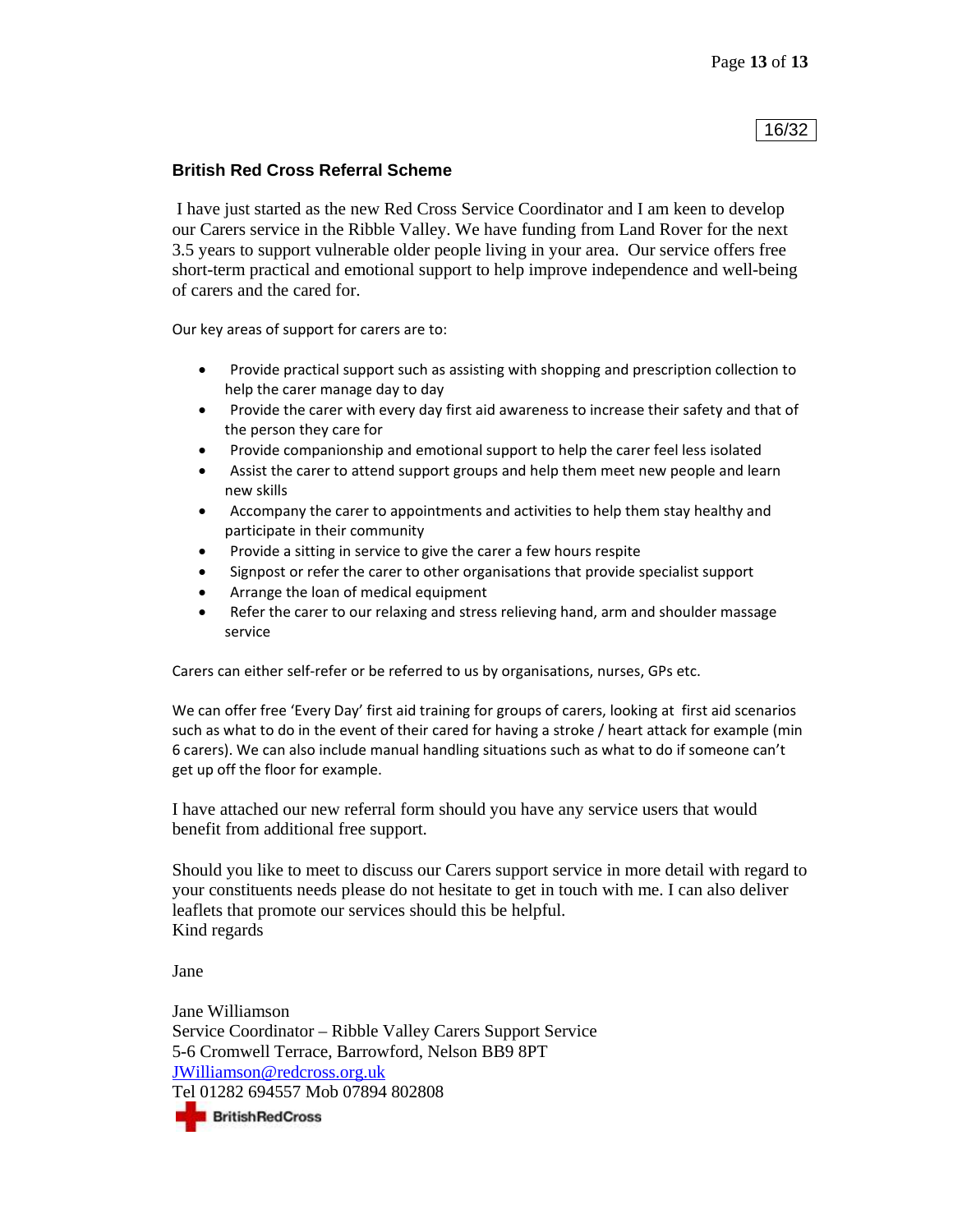16/32

## British Red Cross Referral Scheme

I have just started as the new Red Cross Service Coordinator and I am keen to develop our Carers service in the Ribble Valley. We have funding from Land Rover for the next 3.5 years to support vulnerable older people living in your area. Our service offers free short-term practical and emotional support to help improve independence and well-being of carers and the cared for.

Our key areas of support for carers are to:

- Provide practical support such as assisting with shopping and prescription collection to help the carer manage day to day
- Provide the carer with every day first aid awareness to increase their safety and that of the person they care for
- Provide companionship and emotional support to help the carer feel less isolated
- Assist the carer to attend support groups and help them meet new people and learn new skills
- Accompany the carer to appointments and activities to help them stay healthy and participate in their community
- Provide a sitting in service to give the carer a few hours respite
- Signpost or refer the carer to other organisations that provide specialist support
- Arrange the loan of medical equipment
- Refer the carer to our relaxing and stress relieving hand, arm and shoulder massage service

Carers can either self-refer or be referred to us by organisations, nurses, GPs etc.

We can offer free 'Every Day' first aid training for groups of carers, looking at first aid scenarios such as what to do in the event of their cared for having a stroke / heart attack for example (min 6 carers). We can also include manual handling situations such as what to do if someone can't get up off the floor for example.

I have attached our new referral form should you have any service users that would benefit from additional free support.

Should you like to meet to discuss our Carers support service in more detail with regard to your constituents needs please do not hesitate to get in touch with me. I can also deliver leaflets that promote our services should this be helpful.
Kind regards

Jane

Jane Williamson
Service Coordinator – Ribble Valley Carers Support Service
5-6 Cromwell Terrace, Barrowford, Nelson BB9 8PT
JWilliamson@redcross.org.uk
Tel 01282 694557 Mob 07894 802808
BritishRedCross